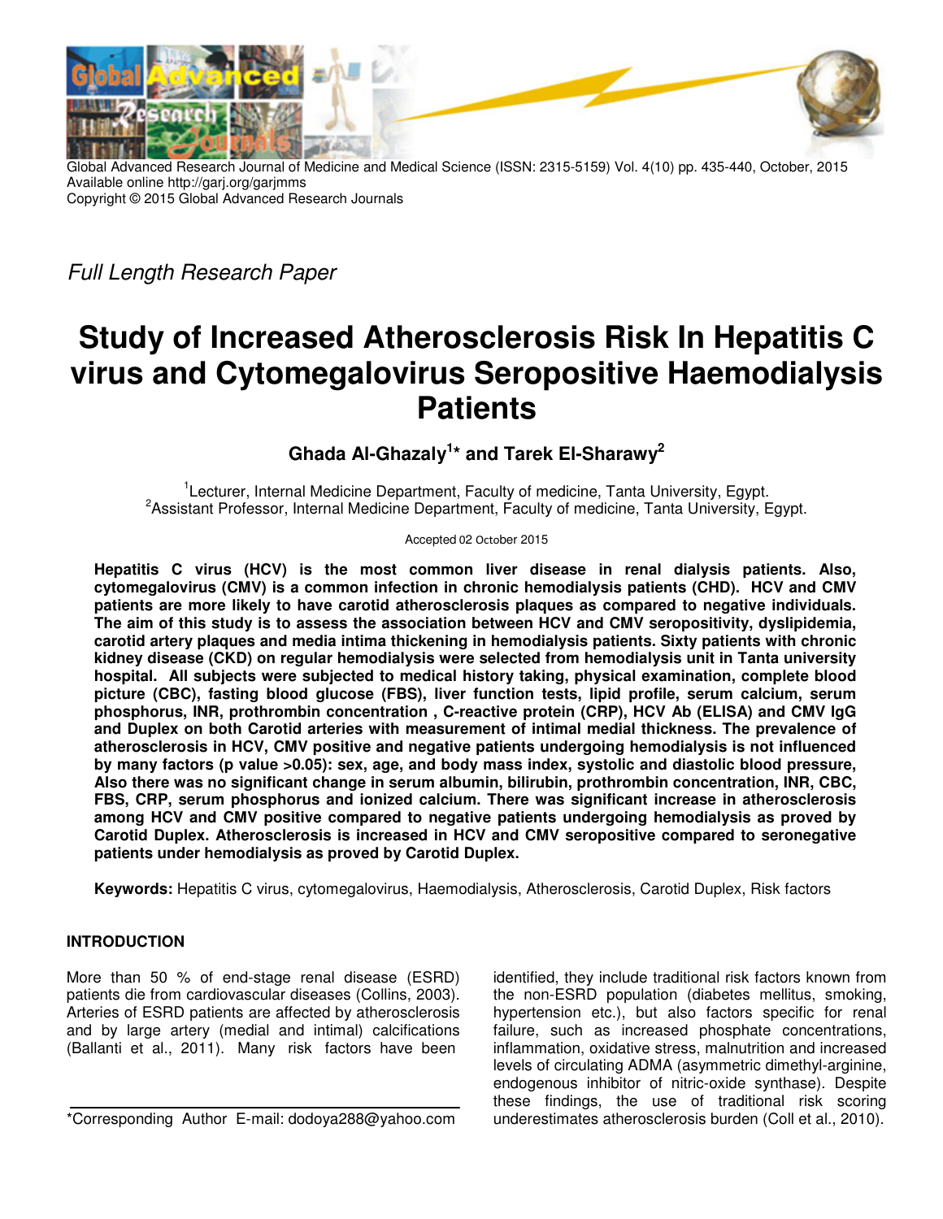*Full Length Research Paper*

# Study of Increased Atherosclerosis Risk In Hepatitis C virus and Cytomegalovirus Seropositive Haemodialysis Patients

**Ghada Al-Ghazaly[1]* and Tarek El-Sharawy[2]**

[1]Lecturer, Internal Medicine Department, Faculty of medicine, Tanta University, Egypt.
[2]Assistant Professor, Internal Medicine Department, Faculty of medicine, Tanta University, Egypt.

Accepted 02 October 2015

**Hepatitis C virus (HCV) is the most common liver disease in renal dialysis patients. Also, cytomegalovirus (CMV) is a common infection in chronic hemodialysis patients (CHD). HCV and CMV patients are more likely to have carotid atherosclerosis plaques as compared to negative individuals. The aim of this study is to assess the association between HCV and CMV seropositivity, dyslipidemia, carotid artery plaques and media intima thickening in hemodialysis patients. Sixty patients with chronic kidney disease (CKD) on regular hemodialysis were selected from hemodialysis unit in Tanta university hospital. All subjects were subjected to medical history taking, physical examination, complete blood picture (CBC), fasting blood glucose (FBS), liver function tests, lipid profile, serum calcium, serum phosphorus, INR, prothrombin concentration , C-reactive protein (CRP), HCV Ab (ELISA) and CMV IgG and Duplex on both Carotid arteries with measurement of intimal medial thickness. The prevalence of atherosclerosis in HCV, CMV positive and negative patients undergoing hemodialysis is not influenced by many factors (p value >0.05): sex, age, and body mass index, systolic and diastolic blood pressure, Also there was no significant change in serum albumin, bilirubin, prothrombin concentration, INR, CBC, FBS, CRP, serum phosphorus and ionized calcium. There was significant increase in atherosclerosis among HCV and CMV positive compared to negative patients undergoing hemodialysis as proved by Carotid Duplex. Atherosclerosis is increased in HCV and CMV seropositive compared to seronegative patients under hemodialysis as proved by Carotid Duplex.**

**Keywords:** Hepatitis C virus, cytomegalovirus, Haemodialysis, Atherosclerosis, Carotid Duplex, Risk factors

## INTRODUCTION

More than 50 % of end-stage renal disease (ESRD) patients die from cardiovascular diseases (Collins, 2003). Arteries of ESRD patients are affected by atherosclerosis and by large artery (medial and intimal) calcifications (Ballanti et al., 2011). Many risk factors have been identified, they include traditional risk factors known from the non-ESRD population (diabetes mellitus, smoking, hypertension etc.), but also factors specific for renal failure, such as increased phosphate concentrations, inflammation, oxidative stress, malnutrition and increased levels of circulating ADMA (asymmetric dimethyl-arginine, endogenous inhibitor of nitric-oxide synthase). Despite these findings, the use of traditional risk scoring underestimates atherosclerosis burden (Coll et al., 2010).

*Corresponding Author E-mail: dodoya288@yahoo.com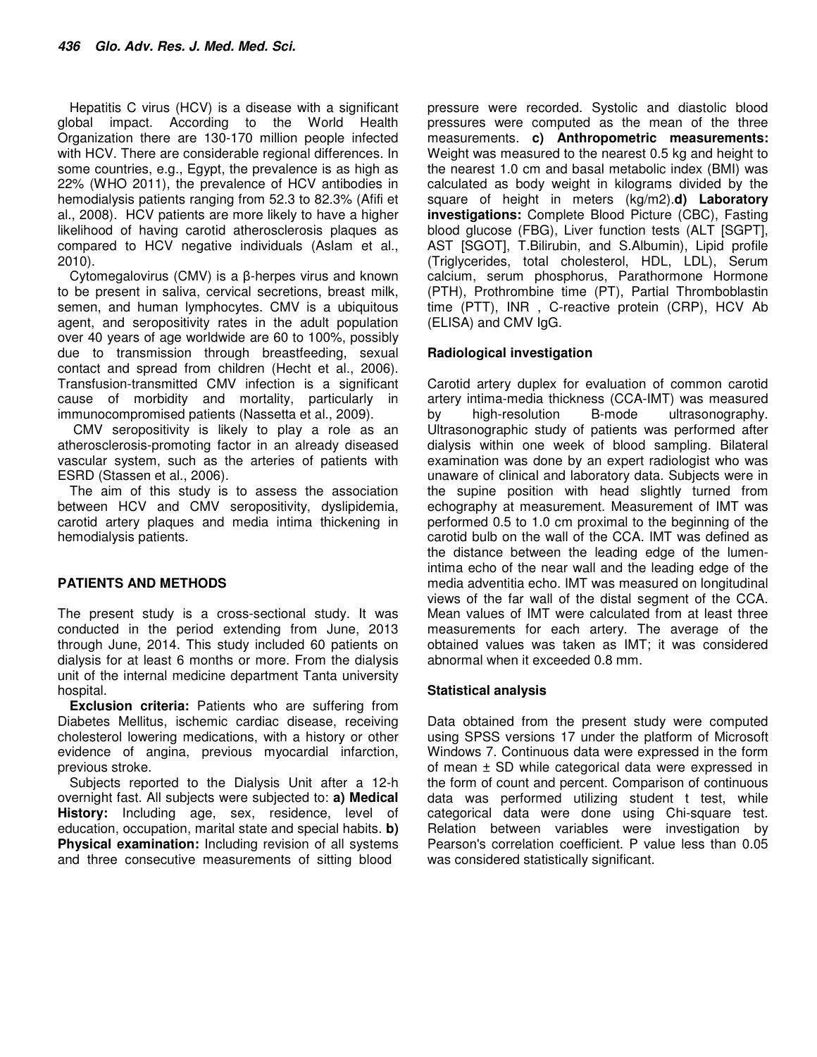Hepatitis C virus (HCV) is a disease with a significant global impact. According to the World Health Organization there are 130-170 million people infected with HCV. There are considerable regional differences. In some countries, e.g., Egypt, the prevalence is as high as 22% (WHO 2011), the prevalence of HCV antibodies in hemodialysis patients ranging from 52.3 to 82.3% (Afifi et al., 2008). HCV patients are more likely to have a higher likelihood of having carotid atherosclerosis plaques as compared to HCV negative individuals (Aslam et al., 2010).

Cytomegalovirus (CMV) is a β-herpes virus and known to be present in saliva, cervical secretions, breast milk, semen, and human lymphocytes. CMV is a ubiquitous agent, and seropositivity rates in the adult population over 40 years of age worldwide are 60 to 100%, possibly due to transmission through breastfeeding, sexual contact and spread from children (Hecht et al., 2006). Transfusion-transmitted CMV infection is a significant cause of morbidity and mortality, particularly in immunocompromised patients (Nassetta et al., 2009).

CMV seropositivity is likely to play a role as an atherosclerosis-promoting factor in an already diseased vascular system, such as the arteries of patients with ESRD (Stassen et al., 2006).

The aim of this study is to assess the association between HCV and CMV seropositivity, dyslipidemia, carotid artery plaques and media intima thickening in hemodialysis patients.

## PATIENTS AND METHODS

The present study is a cross-sectional study. It was conducted in the period extending from June, 2013 through June, 2014. This study included 60 patients on dialysis for at least 6 months or more. From the dialysis unit of the internal medicine department Tanta university hospital.

**Exclusion criteria:** Patients who are suffering from Diabetes Mellitus, ischemic cardiac disease, receiving cholesterol lowering medications, with a history or other evidence of angina, previous myocardial infarction, previous stroke.

Subjects reported to the Dialysis Unit after a 12-h overnight fast. All subjects were subjected to: **a) Medical History:** Including age, sex, residence, level of education, occupation, marital state and special habits. **b) Physical examination:** Including revision of all systems and three consecutive measurements of sitting blood pressure were recorded. Systolic and diastolic blood pressures were computed as the mean of the three measurements. **c) Anthropometric measurements:** Weight was measured to the nearest 0.5 kg and height to the nearest 1.0 cm and basal metabolic index (BMI) was calculated as body weight in kilograms divided by the square of height in meters ($kg/m^2$). **d) Laboratory investigations:** Complete Blood Picture (CBC), Fasting blood glucose (FBG), Liver function tests (ALT [SGPT], AST [SGOT], T.Bilirubin, and S.Albumin), Lipid profile (Triglycerides, total cholesterol, HDL, LDL), Serum calcium, serum phosphorus, Parathormone Hormone (PTH), Prothrombine time (PT), Partial Thromboblastin time (PTT), INR , C-reactive protein (CRP), HCV Ab (ELISA) and CMV IgG.

### Radiological investigation

Carotid artery duplex for evaluation of common carotid artery intima-media thickness (CCA-IMT) was measured by high-resolution B-mode ultrasonography. Ultrasonographic study of patients was performed after dialysis within one week of blood sampling. Bilateral examination was done by an expert radiologist who was unaware of clinical and laboratory data. Subjects were in the supine position with head slightly turned from echography at measurement. Measurement of IMT was performed 0.5 to 1.0 cm proximal to the beginning of the carotid bulb on the wall of the CCA. IMT was defined as the distance between the leading edge of the lumen-intima echo of the near wall and the leading edge of the media adventitia echo. IMT was measured on longitudinal views of the far wall of the distal segment of the CCA. Mean values of IMT were calculated from at least three measurements for each artery. The average of the obtained values was taken as IMT; it was considered abnormal when it exceeded 0.8 mm.

### Statistical analysis

Data obtained from the present study were computed using SPSS versions 17 under the platform of Microsoft Windows 7. Continuous data were expressed in the form of mean ± SD while categorical data were expressed in the form of count and percent. Comparison of continuous data was performed utilizing student t test, while categorical data were done using Chi-square test. Relation between variables were investigation by Pearson's correlation coefficient. P value less than 0.05 was considered statistically significant.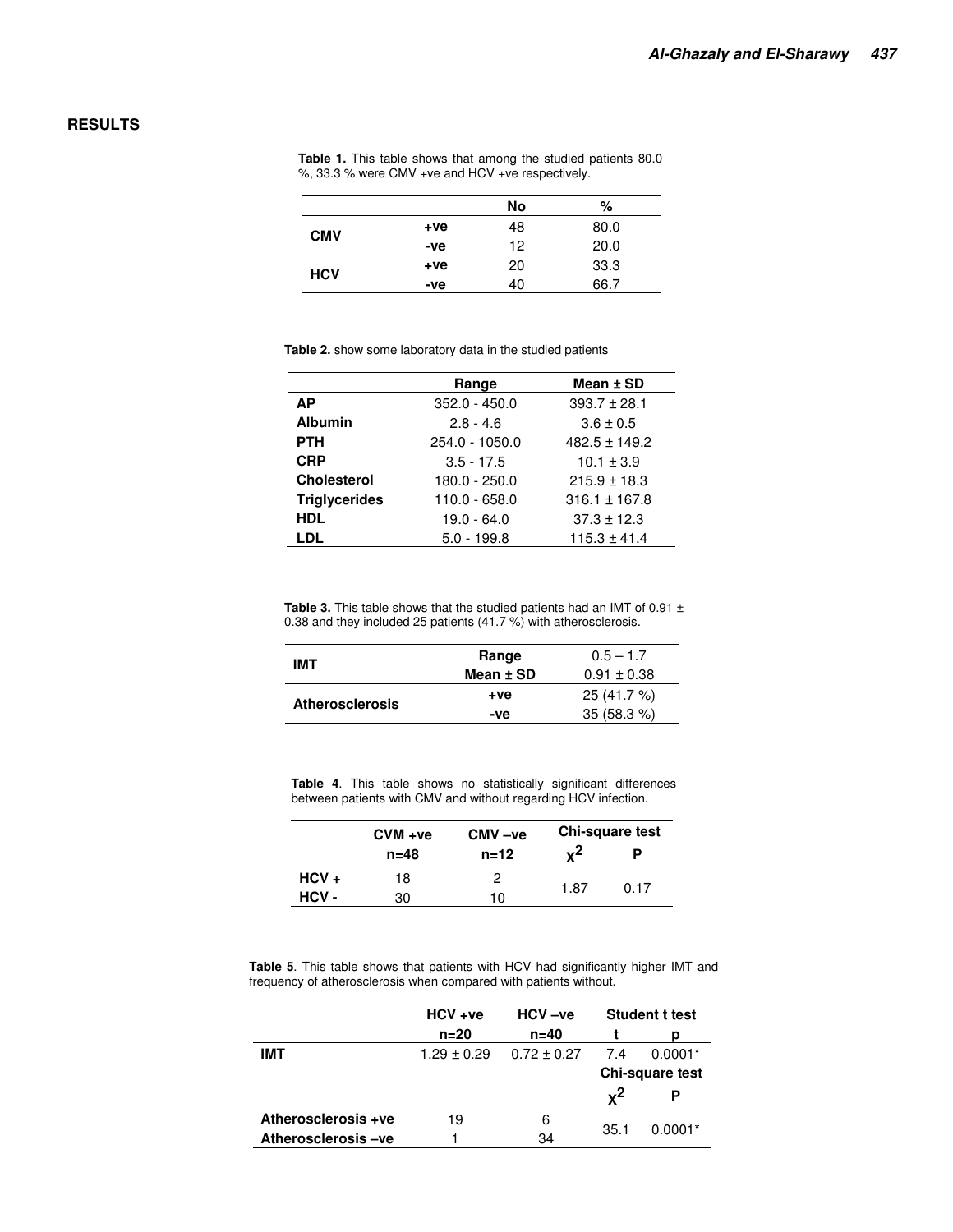## RESULTS

**Table 1.** This table shows that among the studied patients 80.0 %, 33.3 % were CMV +ve and HCV +ve respectively.

| | | No | % |
|---|---|---|---|
| **CMV** | **+ve** | 48 | 80.0 |
| | **-ve** | 12 | 20.0 |
| **HCV** | **+ve** | 20 | 33.3 |
| | **-ve** | 40 | 66.7 |

**Table 2.** show some laboratory data in the studied patients

| | Range | Mean ± SD |
|---|---|---|
| **AP** | 352.0 - 450.0 | 393.7 ± 28.1 |
| **Albumin** | 2.8 - 4.6 | 3.6 ± 0.5 |
| **PTH** | 254.0 - 1050.0 | 482.5 ± 149.2 |
| **CRP** | 3.5 - 17.5 | 10.1 ± 3.9 |
| **Cholesterol** | 180.0 - 250.0 | 215.9 ± 18.3 |
| **Triglycerides** | 110.0 - 658.0 | 316.1 ± 167.8 |
| **HDL** | 19.0 - 64.0 | 37.3 ± 12.3 |
| **LDL** | 5.0 - 199.8 | 115.3 ± 41.4 |

**Table 3.** This table shows that the studied patients had an IMT of 0.91 ± 0.38 and they included 25 patients (41.7 %) with atherosclerosis.

| | | |
|---|---|---|
| **IMT** | **Range** | 0.5 – 1.7 |
| | **Mean ± SD** | 0.91 ± 0.38 |
| **Atherosclerosis** | **+ve** | 25 (41.7 %) |
| | **-ve** | 35 (58.3 %) |

**Table 4**. This table shows no statistically significant differences between patients with CMV and without regarding HCV infection.

| | CVM +ve n=48 | CMV –ve n=12 | Chi-square test $\chi^2$ | P |
|---|---|---|---|---|
| **HCV +** | 18 | 2 | 1.87 | 0.17 |
| **HCV -** | 30 | 10 | | |

**Table 5**. This table shows that patients with HCV had significantly higher IMT and frequency of atherosclerosis when compared with patients without.

| | HCV +ve n=20 | HCV –ve n=40 | Student t test t | p |
|---|---|---|---|---|
| **IMT** | 1.29 ± 0.29 | 0.72 ± 0.27 | 7.4 | 0.0001* |
| | | | **Chi-square test** $\chi^2$ | **P** |
| **Atherosclerosis +ve** | 19 | 6 | 35.1 | 0.0001* |
| **Atherosclerosis –ve** | 1 | 34 | | |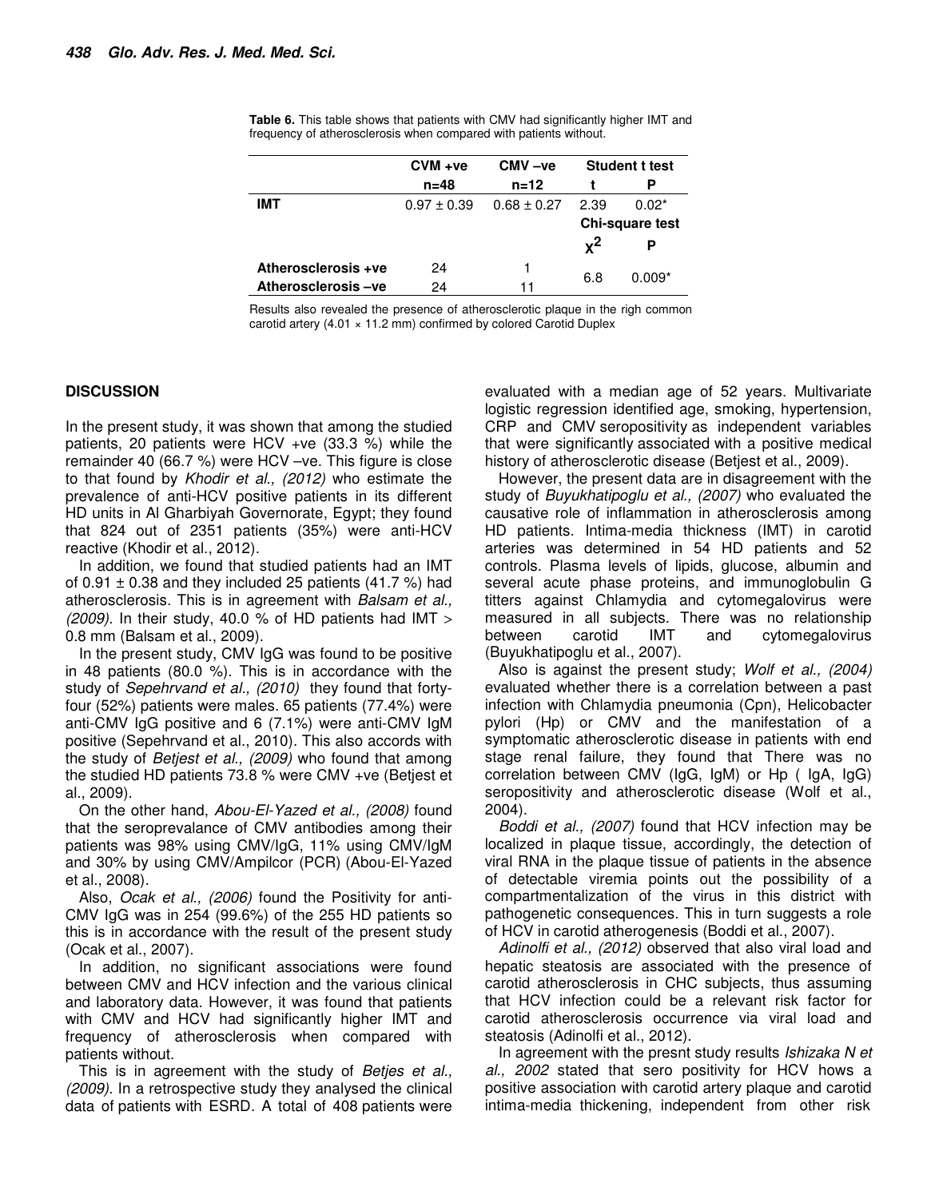**Table 6.** This table shows that patients with CMV had significantly higher IMT and frequency of atherosclerosis when compared with patients without.

| | CVM +ve n=48 | CMV –ve n=12 | Student t test | |
|---|---|---|---|---|
| | | | t | P |
| **IMT** | 0.97 ± 0.39 | 0.68 ± 0.27 | 2.39 | 0.02* |
| | | | **Chi-square test** | |
| | | | $\chi^2$ | P |
| **Atherosclerosis +ve** | 24 | 1 | 6.8 | 0.009* |
| **Atherosclerosis –ve** | 24 | 11 | | |

Results also revealed the presence of atherosclerotic plaque in the righ common carotid artery (4.01 × 11.2 mm) confirmed by colored Carotid Duplex

## DISCUSSION

In the present study, it was shown that among the studied patients, 20 patients were HCV +ve (33.3 %) while the remainder 40 (66.7 %) were HCV –ve. This figure is close to that found by *Khodir et al., (2012)* who estimate the prevalence of anti-HCV positive patients in its different HD units in Al Gharbiyah Governorate, Egypt; they found that 824 out of 2351 patients (35%) were anti-HCV reactive (Khodir et al., 2012).

In addition, we found that studied patients had an IMT of 0.91 ± 0.38 and they included 25 patients (41.7 %) had atherosclerosis. This is in agreement with *Balsam et al., (2009)*. In their study, 40.0 % of HD patients had IMT > 0.8 mm (Balsam et al., 2009).

In the present study, CMV IgG was found to be positive in 48 patients (80.0 %). This is in accordance with the study of *Sepehrvand et al., (2010)* they found that forty-four (52%) patients were males. 65 patients (77.4%) were anti-CMV IgG positive and 6 (7.1%) were anti-CMV IgM positive (Sepehrvand et al., 2010). This also accords with the study of *Betjest et al., (2009)* who found that among the studied HD patients 73.8 % were CMV +ve (Betjest et al., 2009).

On the other hand, *Abou-El-Yazed et al., (2008)* found that the seroprevalance of CMV antibodies among their patients was 98% using CMV/IgG, 11% using CMV/IgM and 30% by using CMV/Ampilcor (PCR) (Abou-El-Yazed et al., 2008).

Also, *Ocak et al., (2006)* found the Positivity for anti-CMV IgG was in 254 (99.6%) of the 255 HD patients so this is in accordance with the result of the present study (Ocak et al., 2007).

In addition, no significant associations were found between CMV and HCV infection and the various clinical and laboratory data. However, it was found that patients with CMV and HCV had significantly higher IMT and frequency of atherosclerosis when compared with patients without.

This is in agreement with the study of *Betjes et al., (2009)*. In a retrospective study they analysed the clinical data of patients with ESRD. A total of 408 patients were evaluated with a median age of 52 years. Multivariate logistic regression identified age, smoking, hypertension, CRP and CMV seropositivity as independent variables that were significantly associated with a positive medical history of atherosclerotic disease (Betjest et al., 2009).

However, the present data are in disagreement with the study of *Buyukhatipoglu et al., (2007)* who evaluated the causative role of inflammation in atherosclerosis among HD patients. Intima-media thickness (IMT) in carotid arteries was determined in 54 HD patients and 52 controls. Plasma levels of lipids, glucose, albumin and several acute phase proteins, and immunoglobulin G titters against Chlamydia and cytomegalovirus were measured in all subjects. There was no relationship between carotid IMT and cytomegalovirus (Buyukhatipoglu et al., 2007).

Also is against the present study; *Wolf et al., (2004)* evaluated whether there is a correlation between a past infection with Chlamydia pneumonia (Cpn), Helicobacter pylori (Hp) or CMV and the manifestation of a symptomatic atherosclerotic disease in patients with end stage renal failure, they found that There was no correlation between CMV (IgG, IgM) or Hp ( IgA, IgG) seropositivity and atherosclerotic disease (Wolf et al., 2004).

*Boddi et al., (2007)* found that HCV infection may be localized in plaque tissue, accordingly, the detection of viral RNA in the plaque tissue of patients in the absence of detectable viremia points out the possibility of a compartmentalization of the virus in this district with pathogenetic consequences. This in turn suggests a role of HCV in carotid atherogenesis (Boddi et al., 2007).

*Adinolfi et al., (2012)* observed that also viral load and hepatic steatosis are associated with the presence of carotid atherosclerosis in CHC subjects, thus assuming that HCV infection could be a relevant risk factor for carotid atherosclerosis occurrence via viral load and steatosis (Adinolfi et al., 2012).

In agreement with the presnt study results *Ishizaka N et al., 2002* stated that sero positivity for HCV hows a positive association with carotid artery plaque and carotid intima-media thickening, independent from other risk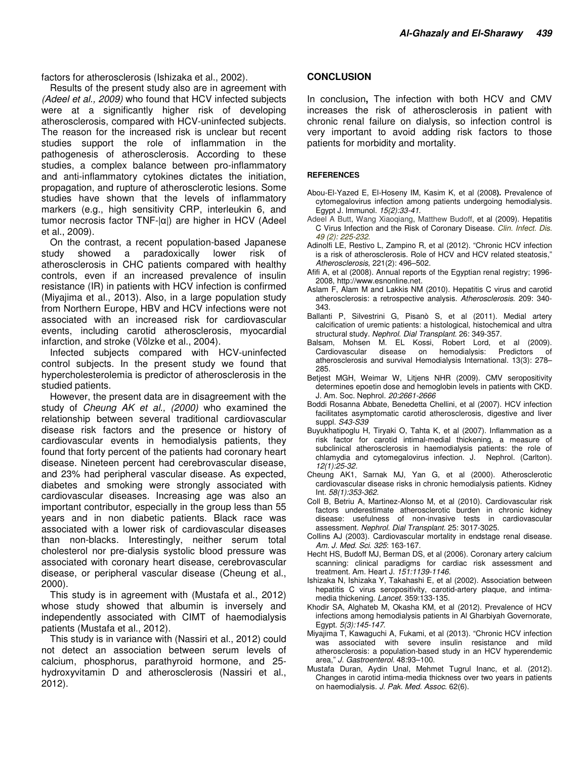factors for atherosclerosis (Ishizaka et al., 2002).

Results of the present study also are in agreement with *(Adeel et al., 2009)* who found that HCV infected subjects were at a significantly higher risk of developing atherosclerosis, compared with HCV-uninfected subjects. The reason for the increased risk is unclear but recent studies support the role of inflammation in the pathogenesis of atherosclerosis. According to these studies, a complex balance between pro-inflammatory and anti-inflammatory cytokines dictates the initiation, propagation, and rupture of atherosclerotic lesions. Some studies have shown that the levels of inflammatory markers (e.g., high sensitivity CRP, interleukin 6, and tumor necrosis factor TNF-|α|) are higher in HCV (Adeel et al., 2009).

On the contrast, a recent population-based Japanese study showed a paradoxically lower risk of atherosclerosis in CHC patients compared with healthy controls, even if an increased prevalence of insulin resistance (IR) in patients with HCV infection is confirmed (Miyajima et al., 2013). Also, in a large population study from Northern Europe, HBV and HCV infections were not associated with an increased risk for cardiovascular events, including carotid atherosclerosis, myocardial infarction, and stroke (Võlzke et al., 2004).

Infected subjects compared with HCV-uninfected control subjects. In the present study we found that hypercholesterolemia is predictor of atherosclerosis in the studied patients.

However, the present data are in disagreement with the study of *Cheung AK et al., (2000)* who examined the relationship between several traditional cardiovascular disease risk factors and the presence or history of cardiovascular events in hemodialysis patients, they found that forty percent of the patients had coronary heart disease. Nineteen percent had cerebrovascular disease, and 23% had peripheral vascular disease. As expected, diabetes and smoking were strongly associated with cardiovascular diseases. Increasing age was also an important contributor, especially in the group less than 55 years and in non diabetic patients. Black race was associated with a lower risk of cardiovascular diseases than non-blacks. Interestingly, neither serum total cholesterol nor pre-dialysis systolic blood pressure was associated with coronary heart disease, cerebrovascular disease, or peripheral vascular disease (Cheung et al., 2000).

This study is in agreement with (Mustafa et al., 2012) whose study showed that albumin is inversely and independently associated with CIMT of haemodialysis patients (Mustafa et al., 2012).

This study is in variance with (Nassiri et al., 2012) could not detect an association between serum levels of calcium, phosphorus, parathyroid hormone, and 25-hydroxyvitamin D and atherosclerosis (Nassiri et al., 2012).

## CONCLUSION

In conclusion**,** The infection with both HCV and CMV increases the risk of atherosclerosis in patient with chronic renal failure on dialysis, so infection control is very important to avoid adding risk factors to those patients for morbidity and mortality.

## REFERENCES

Abou-El-Yazed E, El-Hoseny IM, Kasim K, et al (2008**).** Prevalence of cytomegalovirus infection among patients undergoing hemodialysis. Egypt J. Immunol. *15(2):33-41.*

Adeel A Butt, Wang Xiaoqiang, Matthew Budoff, et al (2009). Hepatitis C Virus Infection and the Risk of Coronary Disease. *Clin. Infect. Dis. 49 (2): 225-232.*

Adinolfi LE, Restivo L, Zampino R, et al (2012). "Chronic HCV infection is a risk of atherosclerosis. Role of HCV and HCV related steatosis," *Atherosclerosis*, 221(2): 496–502.

Afifi A, et al (2008). Annual reports of the Egyptian renal registry; 1996-2008, http://www.esnonline.net.

Aslam F, Alam M and Lakkis NM (2010). Hepatitis C virus and carotid atherosclerosis: a retrospective analysis. *Atherosclerosis*. 209: 340-343.

Ballanti P, Silvestrini G, Pisanò S, et al (2011). Medial artery calcification of uremic patients: a histological, histochemical and ultra structural study. *Nephrol. Dial Transplant*. 26: 349-357.

Balsam, Mohsen M. EL Kossi, Robert Lord, et al (2009). Cardiovascular disease on hemodialysis: Predictors of atherosclerosis and survival Hemodialysis International. 13(3): 278–285.

Betjest MGH, Weimar W, Litjens NHR (2009). CMV seropositivity determines epoetin dose and hemoglobin levels in patients with CKD. J. Am. Soc. Nephrol. *20:2661-2666*

Boddi Rosanna Abbate, Benedetta Chellini, et al (2007). HCV infection facilitates asymptomatic carotid atherosclerosis, digestive and liver suppl. *S43-S39*

Buyukhatipoglu H, Tiryaki O, Tahta K, et al (2007). Inflammation as a risk factor for carotid intimal-medial thickening, a measure of subclinical atherosclerosis in haemodialysis patients: the role of chlamydia and cytomegalovirus infection. J. Nephrol. (Carlton). *12(1):25-32.*

Cheung AK1, Sarnak MJ, Yan G, et al (2000). Atherosclerotic cardiovascular disease risks in chronic hemodialysis patients. Kidney Int. *58(1):353-362.*

Coll B, Betriu A, Martinez-Alonso M, et al (2010). Cardiovascular risk factors underestimate atherosclerotic burden in chronic kidney disease: usefulness of non-invasive tests in cardiovascular assessment. *Nephrol. Dial Transplant*. 25: 3017-3025.

Collins AJ (2003). Cardiovascular mortality in endstage renal disease. *Am. J. Med. Sci. 325*: 163-167.

Hecht HS, Budoff MJ, Berman DS, et al (2006). Coronary artery calcium scanning: clinical paradigms for cardiac risk assessment and treatment. Am. Heart J. *151:1139-1146.*

Ishizaka N, Ishizaka Y, Takahashi E, et al (2002). Association between hepatitis C virus seropositivity, carotid-artery plaque, and intima-media thickening. *Lancet*. 359:133-135.

Khodir SA, Alghateb M, Okasha KM, et al (2012). Prevalence of HCV infections among hemodialysis patients in Al Gharbiyah Governorate, Egypt. *5(3):145-147.*

Miyajima T, Kawaguchi A, Fukami, et al (2013). "Chronic HCV infection was associated with severe insulin resistance and mild atherosclerosis: a population-based study in an HCV hyperendemic area," *J. Gastroenterol*. 48:93–100.

Mustafa Duran, Aydin Unal, Mehmet Tugrul Inanc, et al. (2012). Changes in carotid intima-media thickness over two years in patients on haemodialysis. *J. Pak. Med. Assoc*. 62(6).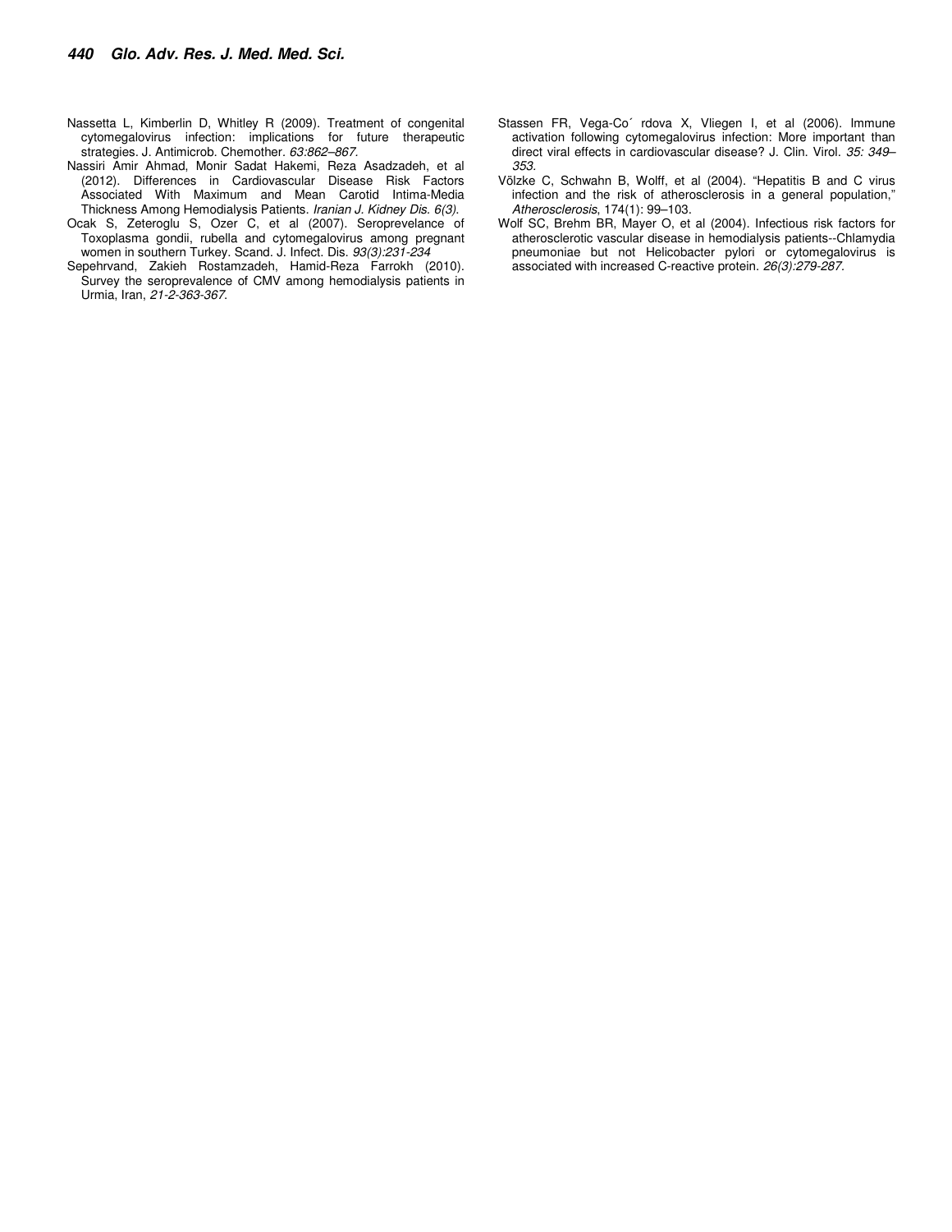Nassetta L, Kimberlin D, Whitley R (2009). Treatment of congenital cytomegalovirus infection: implications for future therapeutic strategies. J. Antimicrob. Chemother. *63:862–867.*

Nassiri Amir Ahmad, Monir Sadat Hakemi, Reza Asadzadeh, et al (2012). Differences in Cardiovascular Disease Risk Factors Associated With Maximum and Mean Carotid Intima-Media Thickness Among Hemodialysis Patients. *Iranian J. Kidney Dis. 6(3).*

Ocak S, Zeteroglu S, Ozer C, et al (2007). Seroprevelance of Toxoplasma gondii, rubella and cytomegalovirus among pregnant women in southern Turkey. Scand. J. Infect. Dis. *93(3):231-234*

Sepehrvand, Zakieh Rostamzadeh, Hamid-Reza Farrokh (2010). Survey the seroprevalence of CMV among hemodialysis patients in Urmia, Iran, *21-2-363-367.*

Stassen FR, Vega-Co´ rdova X, Vliegen I, et al (2006). Immune activation following cytomegalovirus infection: More important than direct viral effects in cardiovascular disease? J. Clin. Virol. *35: 349–353.*

Völzke C, Schwahn B, Wolff, et al (2004). "Hepatitis B and C virus infection and the risk of atherosclerosis in a general population," *Atherosclerosis*, 174(1): 99–103.

Wolf SC, Brehm BR, Mayer O, et al (2004). Infectious risk factors for atherosclerotic vascular disease in hemodialysis patients--Chlamydia pneumoniae but not Helicobacter pylori or cytomegalovirus is associated with increased C-reactive protein. *26(3):279-287.*